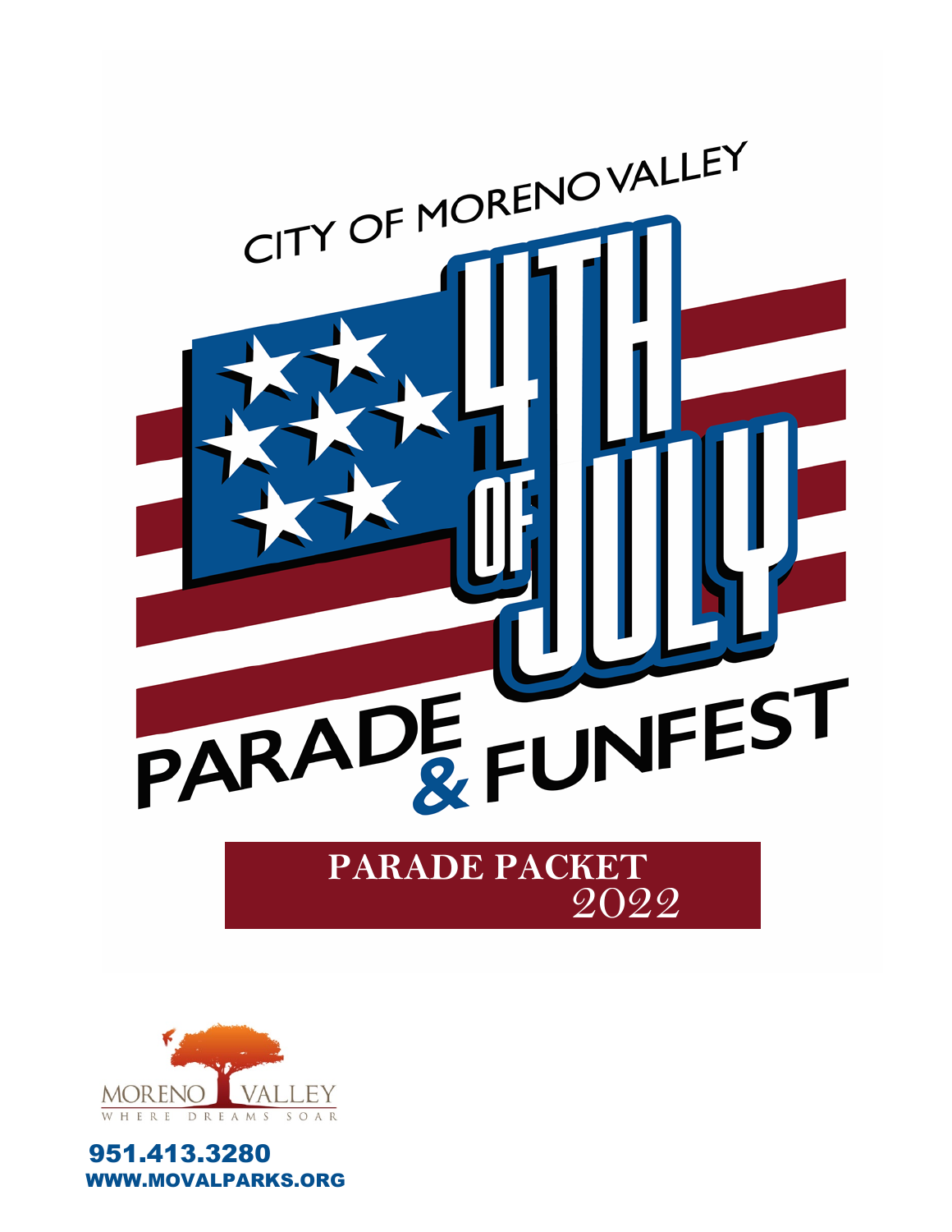# CITY OF MORENO VALLEY

# 4TH OF JULY PARADE & FUNFEST

## PARADE PACKET 2022

MORENO VALLEY
WHERE DREAMS SOAR

951.413.3280
WWW.MOVALPARKS.ORG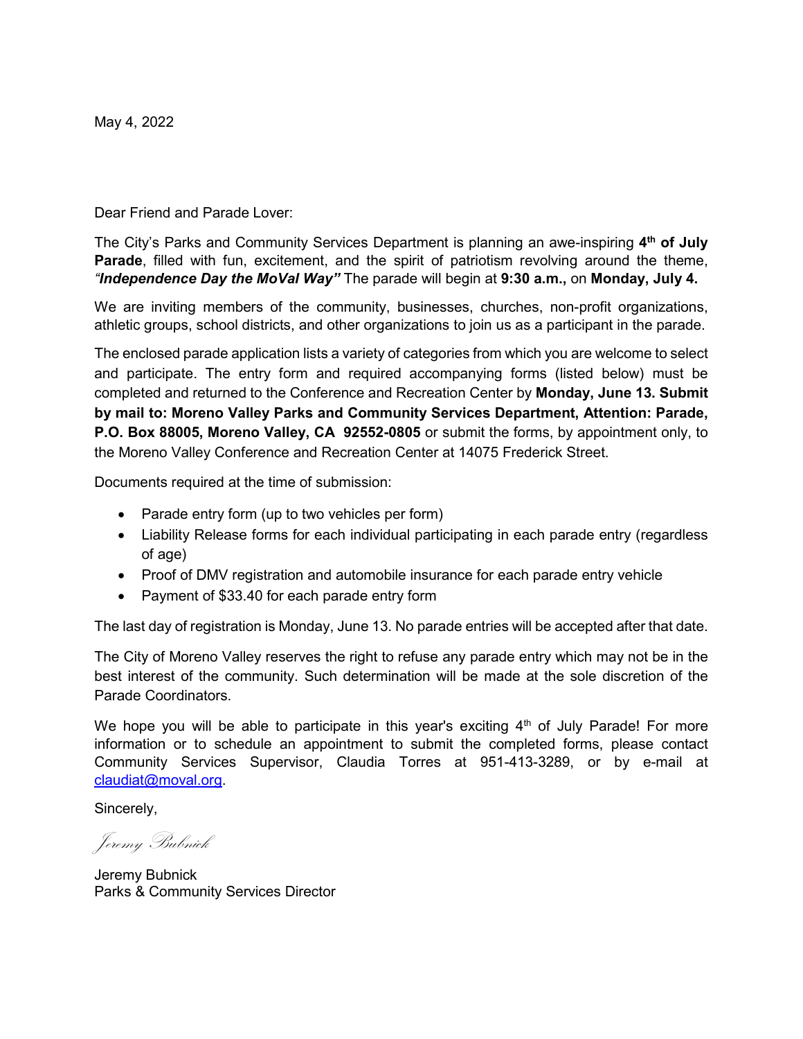May 4, 2022

Dear Friend and Parade Lover:

The City's Parks and Community Services Department is planning an awe-inspiring **4th of July Parade**, filled with fun, excitement, and the spirit of patriotism revolving around the theme, ***"Independence Day the MoVal Way"*** The parade will begin at **9:30 a.m.,** on **Monday, July 4.**

We are inviting members of the community, businesses, churches, non-profit organizations, athletic groups, school districts, and other organizations to join us as a participant in the parade.

The enclosed parade application lists a variety of categories from which you are welcome to select and participate. The entry form and required accompanying forms (listed below) must be completed and returned to the Conference and Recreation Center by **Monday, June 13. Submit by mail to: Moreno Valley Parks and Community Services Department, Attention: Parade, P.O. Box 88005, Moreno Valley, CA 92552-0805** or submit the forms, by appointment only, to the Moreno Valley Conference and Recreation Center at 14075 Frederick Street.

Documents required at the time of submission:

- Parade entry form (up to two vehicles per form)
- Liability Release forms for each individual participating in each parade entry (regardless of age)
- Proof of DMV registration and automobile insurance for each parade entry vehicle
- Payment of $33.40 for each parade entry form

The last day of registration is Monday, June 13. No parade entries will be accepted after that date.

The City of Moreno Valley reserves the right to refuse any parade entry which may not be in the best interest of the community. Such determination will be made at the sole discretion of the Parade Coordinators.

We hope you will be able to participate in this year's exciting 4th of July Parade! For more information or to schedule an appointment to submit the completed forms, please contact Community Services Supervisor, Claudia Torres at 951-413-3289, or by e-mail at claudiat@moval.org.

Sincerely,

*Jeremy Bubnick*

Jeremy Bubnick
Parks & Community Services Director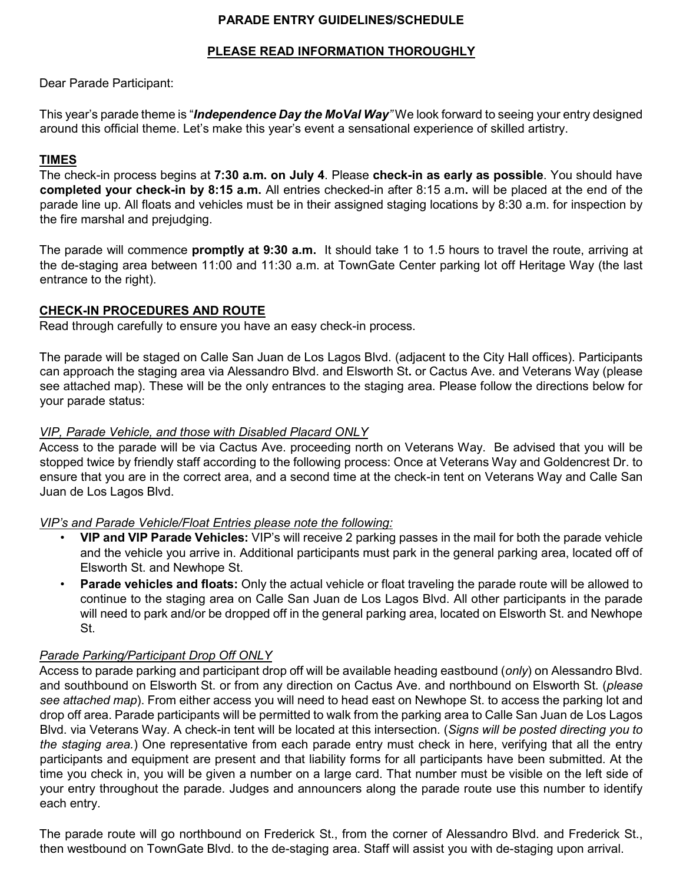# PARADE ENTRY GUIDELINES/SCHEDULE

## PLEASE READ INFORMATION THOROUGHLY

Dear Parade Participant:

This year's parade theme is "***Independence Day the MoVal Way****"* We look forward to seeing your entry designed around this official theme. Let's make this year's event a sensational experience of skilled artistry.

### TIMES

The check-in process begins at **7:30 a.m. on July 4**. Please **check-in as early as possible**. You should have **completed your check-in by 8:15 a.m.** All entries checked-in after 8:15 a.m**.** will be placed at the end of the parade line up. All floats and vehicles must be in their assigned staging locations by 8:30 a.m. for inspection by the fire marshal and prejudging.

The parade will commence **promptly at 9:30 a.m.** It should take 1 to 1.5 hours to travel the route, arriving at the de-staging area between 11:00 and 11:30 a.m. at TownGate Center parking lot off Heritage Way (the last entrance to the right).

### CHECK-IN PROCEDURES AND ROUTE

Read through carefully to ensure you have an easy check-in process.

The parade will be staged on Calle San Juan de Los Lagos Blvd. (adjacent to the City Hall offices). Participants can approach the staging area via Alessandro Blvd. and Elsworth St**.** or Cactus Ave. and Veterans Way (please see attached map). These will be the only entrances to the staging area. Please follow the directions below for your parade status:

*VIP, Parade Vehicle, and those with Disabled Placard ONLY*

Access to the parade will be via Cactus Ave. proceeding north on Veterans Way. Be advised that you will be stopped twice by friendly staff according to the following process: Once at Veterans Way and Goldencrest Dr. to ensure that you are in the correct area, and a second time at the check-in tent on Veterans Way and Calle San Juan de Los Lagos Blvd.

*VIP's and Parade Vehicle/Float Entries please note the following:*

- **VIP and VIP Parade Vehicles:** VIP's will receive 2 parking passes in the mail for both the parade vehicle and the vehicle you arrive in. Additional participants must park in the general parking area, located off of Elsworth St. and Newhope St.
- **Parade vehicles and floats:** Only the actual vehicle or float traveling the parade route will be allowed to continue to the staging area on Calle San Juan de Los Lagos Blvd. All other participants in the parade will need to park and/or be dropped off in the general parking area, located on Elsworth St. and Newhope St.

*Parade Parking/Participant Drop Off ONLY*

Access to parade parking and participant drop off will be available heading eastbound (*only*) on Alessandro Blvd. and southbound on Elsworth St. or from any direction on Cactus Ave. and northbound on Elsworth St. (*please see attached map*). From either access you will need to head east on Newhope St. to access the parking lot and drop off area. Parade participants will be permitted to walk from the parking area to Calle San Juan de Los Lagos Blvd. via Veterans Way. A check-in tent will be located at this intersection. (*Signs will be posted directing you to the staging area.*) One representative from each parade entry must check in here, verifying that all the entry participants and equipment are present and that liability forms for all participants have been submitted. At the time you check in, you will be given a number on a large card. That number must be visible on the left side of your entry throughout the parade. Judges and announcers along the parade route use this number to identify each entry.

The parade route will go northbound on Frederick St., from the corner of Alessandro Blvd. and Frederick St., then westbound on TownGate Blvd. to the de-staging area. Staff will assist you with de-staging upon arrival.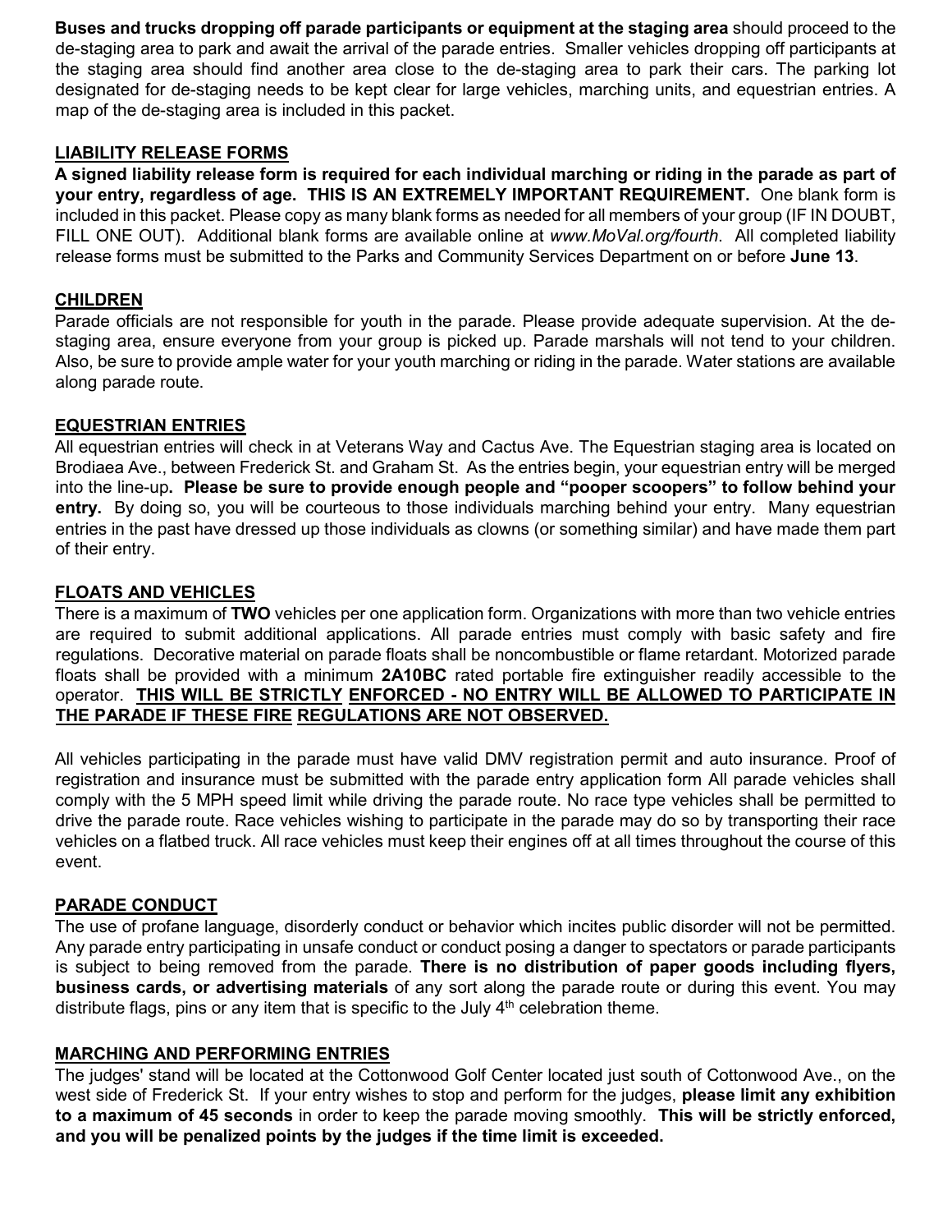**Buses and trucks dropping off parade participants or equipment at the staging area** should proceed to the de-staging area to park and await the arrival of the parade entries. Smaller vehicles dropping off participants at the staging area should find another area close to the de-staging area to park their cars. The parking lot designated for de-staging needs to be kept clear for large vehicles, marching units, and equestrian entries. A map of the de-staging area is included in this packet.

## LIABILITY RELEASE FORMS

**A signed liability release form is required for each individual marching or riding in the parade as part of your entry, regardless of age. THIS IS AN EXTREMELY IMPORTANT REQUIREMENT.** One blank form is included in this packet. Please copy as many blank forms as needed for all members of your group (IF IN DOUBT, FILL ONE OUT). Additional blank forms are available online at *www.MoVal.org/fourth*. All completed liability release forms must be submitted to the Parks and Community Services Department on or before **June 13**.

## CHILDREN

Parade officials are not responsible for youth in the parade. Please provide adequate supervision. At the de-staging area, ensure everyone from your group is picked up. Parade marshals will not tend to your children. Also, be sure to provide ample water for your youth marching or riding in the parade. Water stations are available along parade route.

## EQUESTRIAN ENTRIES

All equestrian entries will check in at Veterans Way and Cactus Ave. The Equestrian staging area is located on Brodiaea Ave., between Frederick St. and Graham St. As the entries begin, your equestrian entry will be merged into the line-up**. Please be sure to provide enough people and "pooper scoopers" to follow behind your entry.** By doing so, you will be courteous to those individuals marching behind your entry. Many equestrian entries in the past have dressed up those individuals as clowns (or something similar) and have made them part of their entry.

## FLOATS AND VEHICLES

There is a maximum of **TWO** vehicles per one application form. Organizations with more than two vehicle entries are required to submit additional applications. All parade entries must comply with basic safety and fire regulations. Decorative material on parade floats shall be noncombustible or flame retardant. Motorized parade floats shall be provided with a minimum **2A10BC** rated portable fire extinguisher readily accessible to the operator. **THIS WILL BE STRICTLY ENFORCED - NO ENTRY WILL BE ALLOWED TO PARTICIPATE IN THE PARADE IF THESE FIRE REGULATIONS ARE NOT OBSERVED.**

All vehicles participating in the parade must have valid DMV registration permit and auto insurance. Proof of registration and insurance must be submitted with the parade entry application form All parade vehicles shall comply with the 5 MPH speed limit while driving the parade route. No race type vehicles shall be permitted to drive the parade route. Race vehicles wishing to participate in the parade may do so by transporting their race vehicles on a flatbed truck. All race vehicles must keep their engines off at all times throughout the course of this event.

## PARADE CONDUCT

The use of profane language, disorderly conduct or behavior which incites public disorder will not be permitted. Any parade entry participating in unsafe conduct or conduct posing a danger to spectators or parade participants is subject to being removed from the parade. **There is no distribution of paper goods including flyers, business cards, or advertising materials** of any sort along the parade route or during this event. You may distribute flags, pins or any item that is specific to the July 4th celebration theme.

## MARCHING AND PERFORMING ENTRIES

The judges' stand will be located at the Cottonwood Golf Center located just south of Cottonwood Ave., on the west side of Frederick St. If your entry wishes to stop and perform for the judges, **please limit any exhibition to a maximum of 45 seconds** in order to keep the parade moving smoothly. **This will be strictly enforced, and you will be penalized points by the judges if the time limit is exceeded.**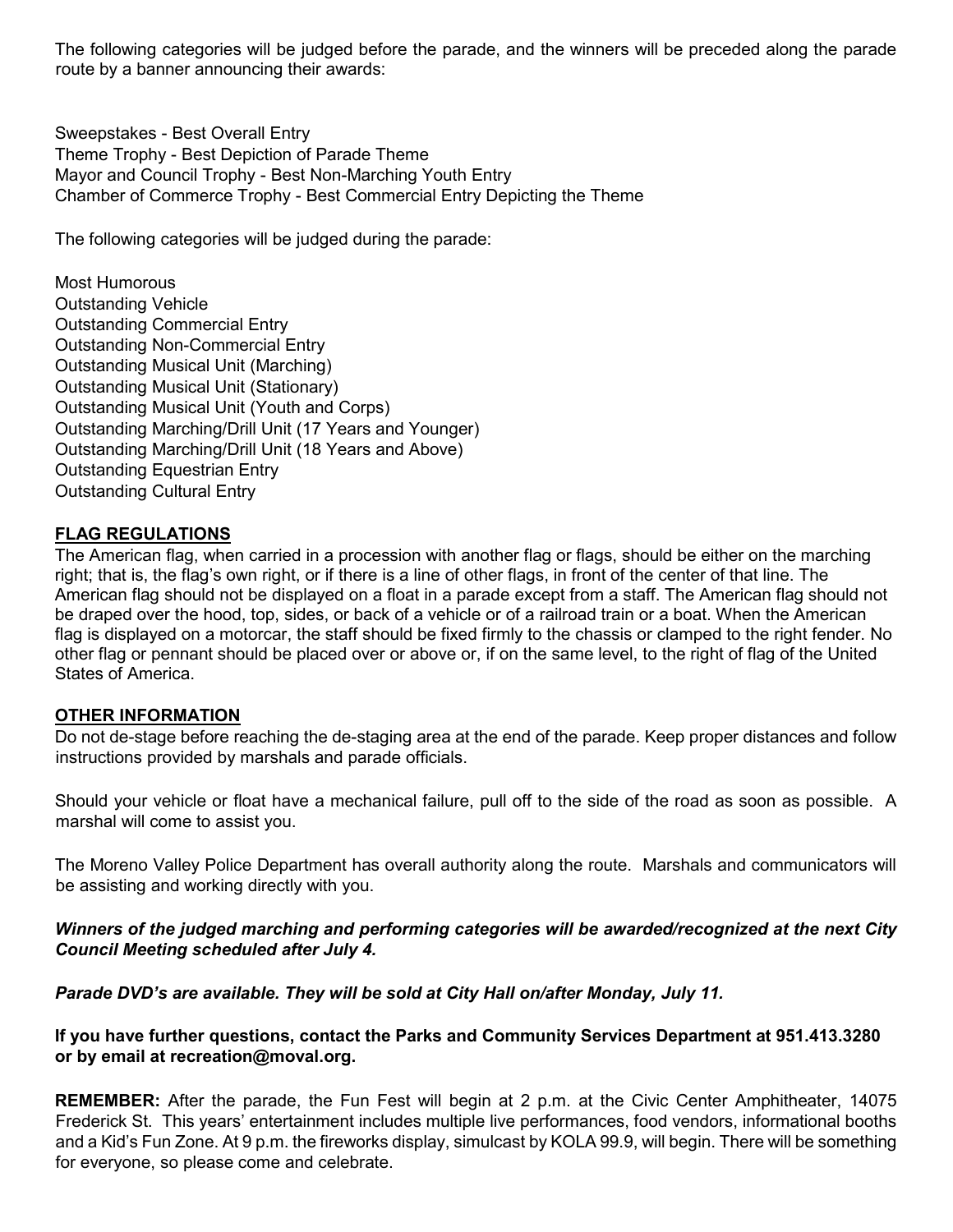The following categories will be judged before the parade, and the winners will be preceded along the parade route by a banner announcing their awards:

Sweepstakes - Best Overall Entry
Theme Trophy - Best Depiction of Parade Theme
Mayor and Council Trophy - Best Non-Marching Youth Entry
Chamber of Commerce Trophy - Best Commercial Entry Depicting the Theme

The following categories will be judged during the parade:

Most Humorous
Outstanding Vehicle
Outstanding Commercial Entry
Outstanding Non-Commercial Entry
Outstanding Musical Unit (Marching)
Outstanding Musical Unit (Stationary)
Outstanding Musical Unit (Youth and Corps)
Outstanding Marching/Drill Unit (17 Years and Younger)
Outstanding Marching/Drill Unit (18 Years and Above)
Outstanding Equestrian Entry
Outstanding Cultural Entry

## FLAG REGULATIONS

The American flag, when carried in a procession with another flag or flags, should be either on the marching right; that is, the flag's own right, or if there is a line of other flags, in front of the center of that line. The American flag should not be displayed on a float in a parade except from a staff. The American flag should not be draped over the hood, top, sides, or back of a vehicle or of a railroad train or a boat. When the American flag is displayed on a motorcar, the staff should be fixed firmly to the chassis or clamped to the right fender. No other flag or pennant should be placed over or above or, if on the same level, to the right of flag of the United States of America.

## OTHER INFORMATION

Do not de-stage before reaching the de-staging area at the end of the parade. Keep proper distances and follow instructions provided by marshals and parade officials.

Should your vehicle or float have a mechanical failure, pull off to the side of the road as soon as possible. A marshal will come to assist you.

The Moreno Valley Police Department has overall authority along the route. Marshals and communicators will be assisting and working directly with you.

***Winners of the judged marching and performing categories will be awarded/recognized at the next City Council Meeting scheduled after July 4.***

***Parade DVD's are available. They will be sold at City Hall on/after Monday, July 11.***

**If you have further questions, contact the Parks and Community Services Department at 951.413.3280 or by email at recreation@moval.org.**

**REMEMBER:** After the parade, the Fun Fest will begin at 2 p.m. at the Civic Center Amphitheater, 14075 Frederick St. This years' entertainment includes multiple live performances, food vendors, informational booths and a Kid's Fun Zone. At 9 p.m. the fireworks display, simulcast by KOLA 99.9, will begin. There will be something for everyone, so please come and celebrate.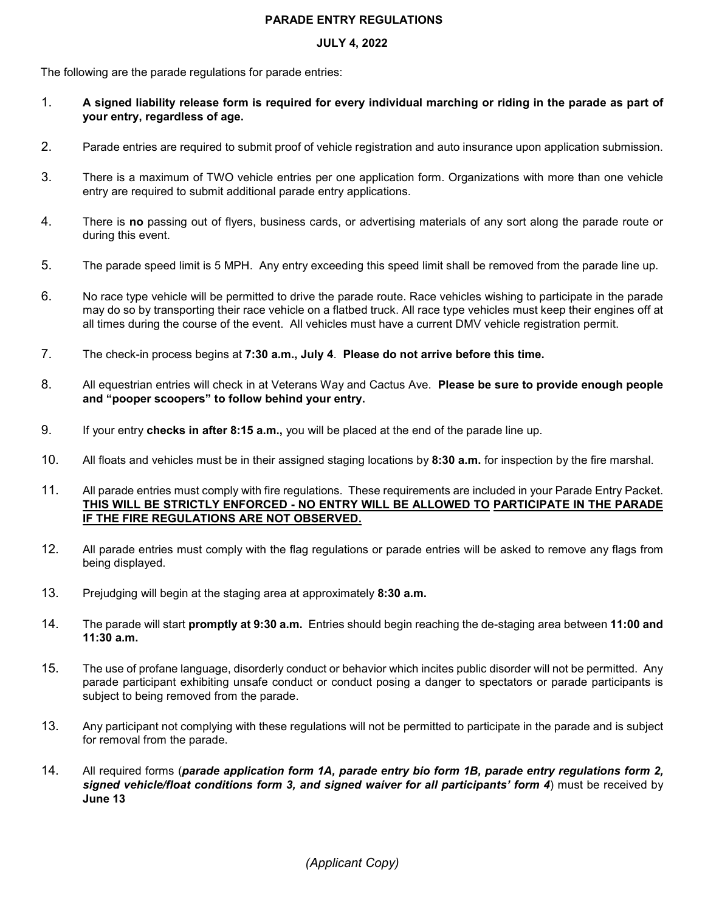**PARADE ENTRY REGULATIONS**

**JULY 4, 2022**

The following are the parade regulations for parade entries:

1. **A signed liability release form is required for every individual marching or riding in the parade as part of your entry, regardless of age.**

2. Parade entries are required to submit proof of vehicle registration and auto insurance upon application submission.

3. There is a maximum of TWO vehicle entries per one application form. Organizations with more than one vehicle entry are required to submit additional parade entry applications.

4. There is **no** passing out of flyers, business cards, or advertising materials of any sort along the parade route or during this event.

5. The parade speed limit is 5 MPH. Any entry exceeding this speed limit shall be removed from the parade line up.

6. No race type vehicle will be permitted to drive the parade route. Race vehicles wishing to participate in the parade may do so by transporting their race vehicle on a flatbed truck. All race type vehicles must keep their engines off at all times during the course of the event. All vehicles must have a current DMV vehicle registration permit.

7. The check-in process begins at **7:30 a.m., July 4**. **Please do not arrive before this time.**

8. All equestrian entries will check in at Veterans Way and Cactus Ave. **Please be sure to provide enough people and "pooper scoopers" to follow behind your entry.**

9. If your entry **checks in after 8:15 a.m.,** you will be placed at the end of the parade line up.

10. All floats and vehicles must be in their assigned staging locations by **8:30 a.m.** for inspection by the fire marshal.

11. All parade entries must comply with fire regulations. These requirements are included in your Parade Entry Packet. **<u>THIS WILL BE STRICTLY ENFORCED - NO ENTRY WILL BE ALLOWED TO PARTICIPATE IN THE PARADE IF THE FIRE REGULATIONS ARE NOT OBSERVED.</u>**

12. All parade entries must comply with the flag regulations or parade entries will be asked to remove any flags from being displayed.

13. Prejudging will begin at the staging area at approximately **8:30 a.m.**

14. The parade will start **promptly at 9:30 a.m.** Entries should begin reaching the de-staging area between **11:00 and 11:30 a.m.**

15. The use of profane language, disorderly conduct or behavior which incites public disorder will not be permitted. Any parade participant exhibiting unsafe conduct or conduct posing a danger to spectators or parade participants is subject to being removed from the parade.

13. Any participant not complying with these regulations will not be permitted to participate in the parade and is subject for removal from the parade.

14. All required forms (***parade application form 1A, parade entry bio form 1B, parade entry regulations form 2, signed vehicle/float conditions form 3, and signed waiver for all participants' form 4***) must be received by **June 13**

*(Applicant Copy)*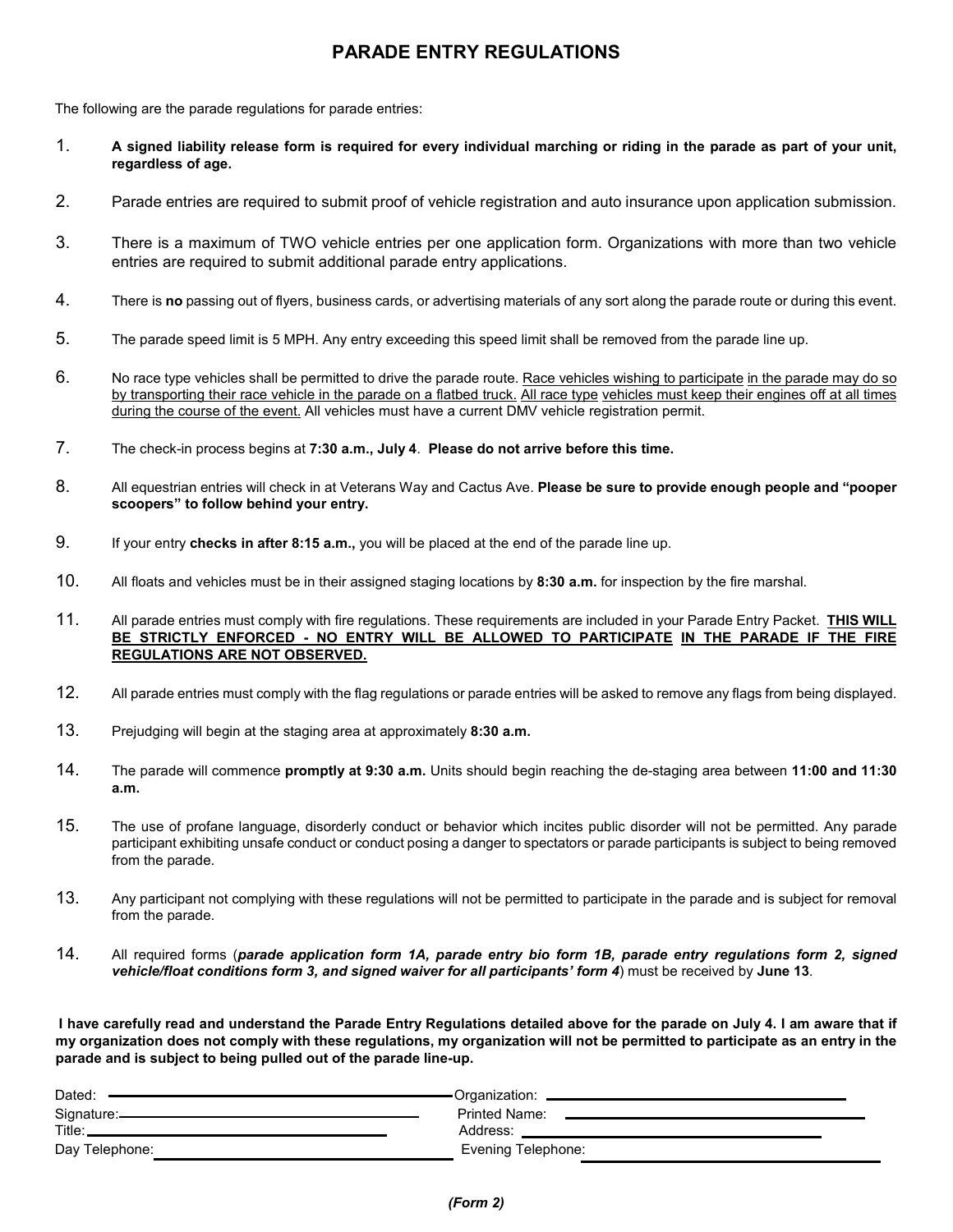# PARADE ENTRY REGULATIONS

The following are the parade regulations for parade entries:

1. **A signed liability release form is required for every individual marching or riding in the parade as part of your unit, regardless of age.**

2. Parade entries are required to submit proof of vehicle registration and auto insurance upon application submission.

3. There is a maximum of TWO vehicle entries per one application form. Organizations with more than two vehicle entries are required to submit additional parade entry applications.

4. There is **no** passing out of flyers, business cards, or advertising materials of any sort along the parade route or during this event.

5. The parade speed limit is 5 MPH. Any entry exceeding this speed limit shall be removed from the parade line up.

6. No race type vehicles shall be permitted to drive the parade route. <u>Race vehicles wishing to participate in the parade may do so by transporting their race vehicle in the parade on a flatbed truck.</u> <u>All race type vehicles must keep their engines off at all times during the course of the event.</u> All vehicles must have a current DMV vehicle registration permit.

7. The check-in process begins at **7:30 a.m., July 4**. **Please do not arrive before this time.**

8. All equestrian entries will check in at Veterans Way and Cactus Ave. **Please be sure to provide enough people and "pooper scoopers" to follow behind your entry.**

9. If your entry **checks in after 8:15 a.m.,** you will be placed at the end of the parade line up.

10. All floats and vehicles must be in their assigned staging locations by **8:30 a.m.** for inspection by the fire marshal.

11. All parade entries must comply with fire regulations. These requirements are included in your Parade Entry Packet. **<u>THIS WILL BE STRICTLY ENFORCED - NO ENTRY WILL BE ALLOWED TO PARTICIPATE IN THE PARADE IF THE FIRE REGULATIONS ARE NOT OBSERVED.</u>**

12. All parade entries must comply with the flag regulations or parade entries will be asked to remove any flags from being displayed.

13. Prejudging will begin at the staging area at approximately **8:30 a.m.**

14. The parade will commence **promptly at 9:30 a.m.** Units should begin reaching the de-staging area between **11:00 and 11:30 a.m.**

15. The use of profane language, disorderly conduct or behavior which incites public disorder will not be permitted. Any parade participant exhibiting unsafe conduct or conduct posing a danger to spectators or parade participants is subject to being removed from the parade.

13\. Any participant not complying with these regulations will not be permitted to participate in the parade and is subject for removal from the parade.

14\. All required forms (***parade application form 1A, parade entry bio form 1B, parade entry regulations form 2, signed vehicle/float conditions form 3, and signed waiver for all participants' form 4***) must be received by **June 13**.

**I have carefully read and understand the Parade Entry Regulations detailed above for the parade on July 4. I am aware that if my organization does not comply with these regulations, my organization will not be permitted to participate as an entry in the parade and is subject to being pulled out of the parade line-up.**

Dated: ______________________ Organization: ______________________

Signature: ______________________ Printed Name: ______________________

Title: ______________________ Address: ______________________

Day Telephone: ______________________ Evening Telephone: ______________________

***(Form 2)***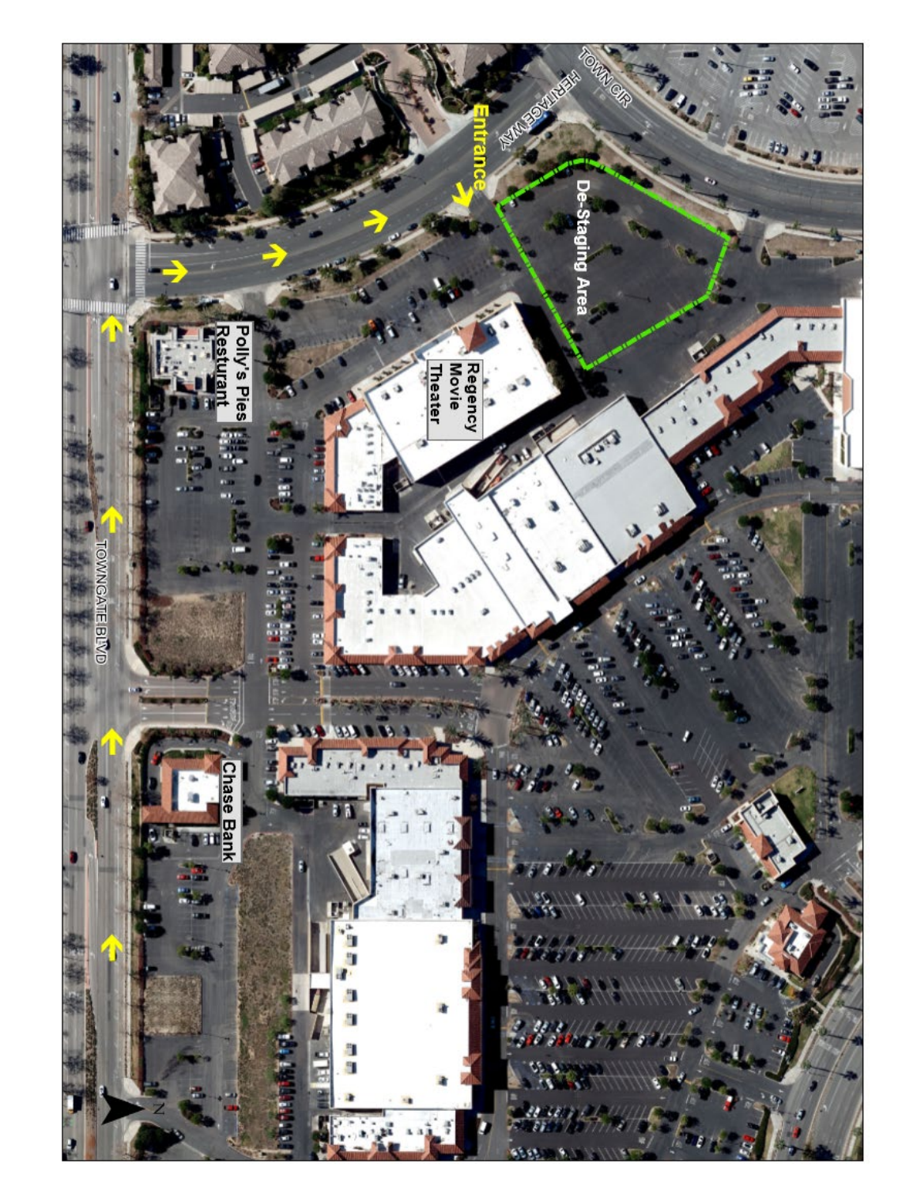TOWN CIR

HERITAGE WAY

Entrance

De-Staging Area

Regency Movie Theater

Polly's Pies Resturant

Chase Bank

TOWNGATE BLVD

N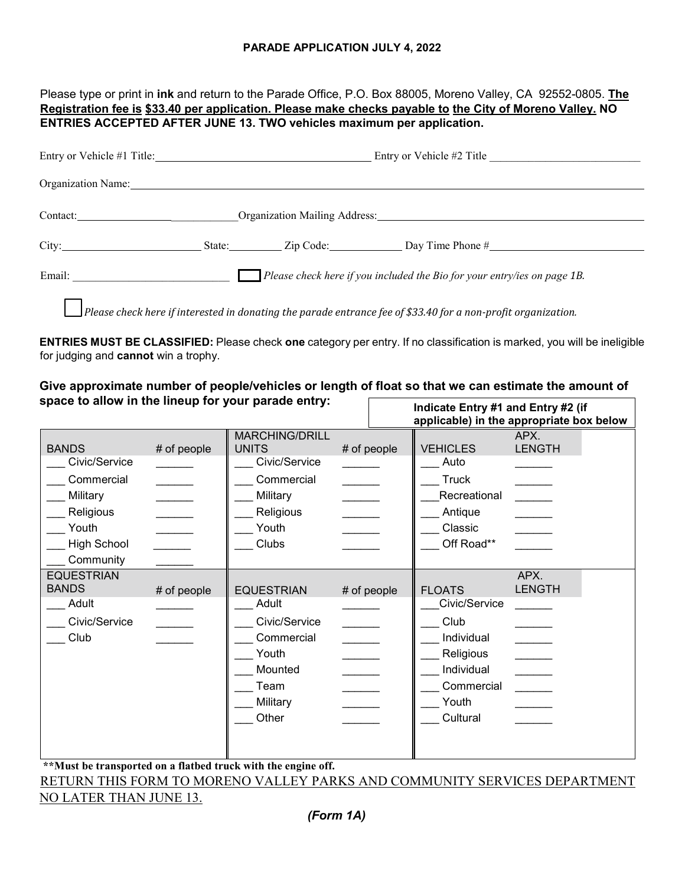**PARADE APPLICATION JULY 4, 2022**

Please type or print in **ink** and return to the Parade Office, P.O. Box 88005, Moreno Valley, CA 92552-0805. **The Registration fee is $33.40 per application. Please make checks payable to the City of Moreno Valley. NO ENTRIES ACCEPTED AFTER JUNE 13. TWO vehicles maximum per application.**

Entry or Vehicle #1 Title:______________________ Entry or Vehicle #2 Title ______________________

Organization Name:______________________________________________

Contact:____________________ Organization Mailing Address:______________________________

City:______________ State:__________ Zip Code:__________ Day Time Phone #____________________

Email: ______________________ ☐ *Please check here if you included the Bio for your entry/ies on page 1B.*

☐ *Please check here if interested in donating the parade entrance fee of $33.40 for a non-profit organization.*

**ENTRIES MUST BE CLASSIFIED:** Please check **one** category per entry. If no classification is marked, you will be ineligible for judging and **cannot** win a trophy.

**Give approximate number of people/vehicles or length of float so that we can estimate the amount of space to allow in the lineup for your parade entry:**

**Indicate Entry #1 and Entry #2 (if applicable) in the appropriate box below**

| BANDS | # of people | MARCHING/DRILL UNITS | # of people | VEHICLES | APX. LENGTH |
|---|---|---|---|---|---|
| ___ Civic/Service | ______ | ___ Civic/Service | ______ | ___ Auto | ______ |
| ___ Commercial | ______ | ___ Commercial | ______ | ___ Truck | ______ |
| ___ Military | ______ | ___ Military | ______ | ___ Recreational | ______ |
| ___ Religious | ______ | ___ Religious | ______ | ___ Antique | ______ |
| ___ Youth | ______ | ___ Youth | ______ | ___ Classic | ______ |
| ___ High School | ______ | ___ Clubs | ______ | ___ Off Road** | ______ |
| ___ Community | ______ | | | | |
| **EQUESTRIAN BANDS** | **# of people** | **EQUESTRIAN** | **# of people** | **FLOATS** | **APX. LENGTH** |
| ___ Adult | ______ | ___ Adult | ______ | ___ Civic/Service | ______ |
| ___ Civic/Service | ______ | ___ Civic/Service | ______ | ___ Club | ______ |
| ___ Club | ______ | ___ Commercial | ______ | ___ Individual | ______ |
| | | ___ Youth | ______ | ___ Religious | ______ |
| | | ___ Mounted | ______ | ___ Individual | ______ |
| | | ___ Team | ______ | ___ Commercial | ______ |
| | | ___ Military | ______ | ___ Youth | ______ |
| | | ___ Other | ______ | ___ Cultural | ______ |

****Must be transported on a flatbed truck with the engine off.**

RETURN THIS FORM TO MORENO VALLEY PARKS AND COMMUNITY SERVICES DEPARTMENT NO LATER THAN JUNE 13.

***(Form 1A)***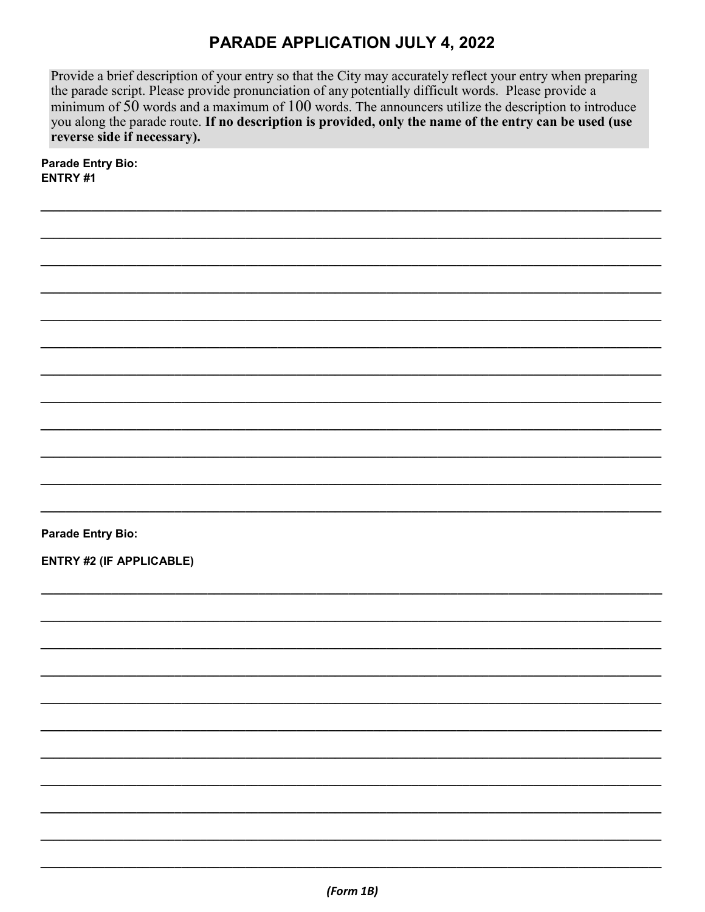# PARADE APPLICATION JULY 4, 2022

Provide a brief description of your entry so that the City may accurately reflect your entry when preparing the parade script. Please provide pronunciation of any potentially difficult words. Please provide a minimum of 50 words and a maximum of 100 words. The announcers utilize the description to introduce you along the parade route. **If no description is provided, only the name of the entry can be used (use reverse side if necessary).**

**Parade Entry Bio:**
**ENTRY #1**

\_\_\_\_\_\_\_\_\_\_\_\_\_\_\_\_\_\_\_\_\_\_\_\_\_\_\_\_\_\_\_\_\_\_\_\_\_\_\_\_\_\_\_\_\_\_\_\_\_\_\_\_\_\_\_\_\_\_\_\_\_\_\_\_\_\_\_\_\_\_\_\_\_\_\_\_\_\_

\_\_\_\_\_\_\_\_\_\_\_\_\_\_\_\_\_\_\_\_\_\_\_\_\_\_\_\_\_\_\_\_\_\_\_\_\_\_\_\_\_\_\_\_\_\_\_\_\_\_\_\_\_\_\_\_\_\_\_\_\_\_\_\_\_\_\_\_\_\_\_\_\_\_\_\_\_\_

\_\_\_\_\_\_\_\_\_\_\_\_\_\_\_\_\_\_\_\_\_\_\_\_\_\_\_\_\_\_\_\_\_\_\_\_\_\_\_\_\_\_\_\_\_\_\_\_\_\_\_\_\_\_\_\_\_\_\_\_\_\_\_\_\_\_\_\_\_\_\_\_\_\_\_\_\_\_

\_\_\_\_\_\_\_\_\_\_\_\_\_\_\_\_\_\_\_\_\_\_\_\_\_\_\_\_\_\_\_\_\_\_\_\_\_\_\_\_\_\_\_\_\_\_\_\_\_\_\_\_\_\_\_\_\_\_\_\_\_\_\_\_\_\_\_\_\_\_\_\_\_\_\_\_\_\_

\_\_\_\_\_\_\_\_\_\_\_\_\_\_\_\_\_\_\_\_\_\_\_\_\_\_\_\_\_\_\_\_\_\_\_\_\_\_\_\_\_\_\_\_\_\_\_\_\_\_\_\_\_\_\_\_\_\_\_\_\_\_\_\_\_\_\_\_\_\_\_\_\_\_\_\_\_\_

\_\_\_\_\_\_\_\_\_\_\_\_\_\_\_\_\_\_\_\_\_\_\_\_\_\_\_\_\_\_\_\_\_\_\_\_\_\_\_\_\_\_\_\_\_\_\_\_\_\_\_\_\_\_\_\_\_\_\_\_\_\_\_\_\_\_\_\_\_\_\_\_\_\_\_\_\_\_

\_\_\_\_\_\_\_\_\_\_\_\_\_\_\_\_\_\_\_\_\_\_\_\_\_\_\_\_\_\_\_\_\_\_\_\_\_\_\_\_\_\_\_\_\_\_\_\_\_\_\_\_\_\_\_\_\_\_\_\_\_\_\_\_\_\_\_\_\_\_\_\_\_\_\_\_\_\_

\_\_\_\_\_\_\_\_\_\_\_\_\_\_\_\_\_\_\_\_\_\_\_\_\_\_\_\_\_\_\_\_\_\_\_\_\_\_\_\_\_\_\_\_\_\_\_\_\_\_\_\_\_\_\_\_\_\_\_\_\_\_\_\_\_\_\_\_\_\_\_\_\_\_\_\_\_\_

\_\_\_\_\_\_\_\_\_\_\_\_\_\_\_\_\_\_\_\_\_\_\_\_\_\_\_\_\_\_\_\_\_\_\_\_\_\_\_\_\_\_\_\_\_\_\_\_\_\_\_\_\_\_\_\_\_\_\_\_\_\_\_\_\_\_\_\_\_\_\_\_\_\_\_\_\_\_

\_\_\_\_\_\_\_\_\_\_\_\_\_\_\_\_\_\_\_\_\_\_\_\_\_\_\_\_\_\_\_\_\_\_\_\_\_\_\_\_\_\_\_\_\_\_\_\_\_\_\_\_\_\_\_\_\_\_\_\_\_\_\_\_\_\_\_\_\_\_\_\_\_\_\_\_\_\_

\_\_\_\_\_\_\_\_\_\_\_\_\_\_\_\_\_\_\_\_\_\_\_\_\_\_\_\_\_\_\_\_\_\_\_\_\_\_\_\_\_\_\_\_\_\_\_\_\_\_\_\_\_\_\_\_\_\_\_\_\_\_\_\_\_\_\_\_\_\_\_\_\_\_\_\_\_\_

\_\_\_\_\_\_\_\_\_\_\_\_\_\_\_\_\_\_\_\_\_\_\_\_\_\_\_\_\_\_\_\_\_\_\_\_\_\_\_\_\_\_\_\_\_\_\_\_\_\_\_\_\_\_\_\_\_\_\_\_\_\_\_\_\_\_\_\_\_\_\_\_\_\_\_\_\_\_

**Parade Entry Bio:**

**ENTRY #2 (IF APPLICABLE)**

\_\_\_\_\_\_\_\_\_\_\_\_\_\_\_\_\_\_\_\_\_\_\_\_\_\_\_\_\_\_\_\_\_\_\_\_\_\_\_\_\_\_\_\_\_\_\_\_\_\_\_\_\_\_\_\_\_\_\_\_\_\_\_\_\_\_\_\_\_\_\_\_\_\_\_\_\_\_

\_\_\_\_\_\_\_\_\_\_\_\_\_\_\_\_\_\_\_\_\_\_\_\_\_\_\_\_\_\_\_\_\_\_\_\_\_\_\_\_\_\_\_\_\_\_\_\_\_\_\_\_\_\_\_\_\_\_\_\_\_\_\_\_\_\_\_\_\_\_\_\_\_\_\_\_\_\_

\_\_\_\_\_\_\_\_\_\_\_\_\_\_\_\_\_\_\_\_\_\_\_\_\_\_\_\_\_\_\_\_\_\_\_\_\_\_\_\_\_\_\_\_\_\_\_\_\_\_\_\_\_\_\_\_\_\_\_\_\_\_\_\_\_\_\_\_\_\_\_\_\_\_\_\_\_\_

\_\_\_\_\_\_\_\_\_\_\_\_\_\_\_\_\_\_\_\_\_\_\_\_\_\_\_\_\_\_\_\_\_\_\_\_\_\_\_\_\_\_\_\_\_\_\_\_\_\_\_\_\_\_\_\_\_\_\_\_\_\_\_\_\_\_\_\_\_\_\_\_\_\_\_\_\_\_

\_\_\_\_\_\_\_\_\_\_\_\_\_\_\_\_\_\_\_\_\_\_\_\_\_\_\_\_\_\_\_\_\_\_\_\_\_\_\_\_\_\_\_\_\_\_\_\_\_\_\_\_\_\_\_\_\_\_\_\_\_\_\_\_\_\_\_\_\_\_\_\_\_\_\_\_\_\_

\_\_\_\_\_\_\_\_\_\_\_\_\_\_\_\_\_\_\_\_\_\_\_\_\_\_\_\_\_\_\_\_\_\_\_\_\_\_\_\_\_\_\_\_\_\_\_\_\_\_\_\_\_\_\_\_\_\_\_\_\_\_\_\_\_\_\_\_\_\_\_\_\_\_\_\_\_\_

\_\_\_\_\_\_\_\_\_\_\_\_\_\_\_\_\_\_\_\_\_\_\_\_\_\_\_\_\_\_\_\_\_\_\_\_\_\_\_\_\_\_\_\_\_\_\_\_\_\_\_\_\_\_\_\_\_\_\_\_\_\_\_\_\_\_\_\_\_\_\_\_\_\_\_\_\_\_

\_\_\_\_\_\_\_\_\_\_\_\_\_\_\_\_\_\_\_\_\_\_\_\_\_\_\_\_\_\_\_\_\_\_\_\_\_\_\_\_\_\_\_\_\_\_\_\_\_\_\_\_\_\_\_\_\_\_\_\_\_\_\_\_\_\_\_\_\_\_\_\_\_\_\_\_\_\_

\_\_\_\_\_\_\_\_\_\_\_\_\_\_\_\_\_\_\_\_\_\_\_\_\_\_\_\_\_\_\_\_\_\_\_\_\_\_\_\_\_\_\_\_\_\_\_\_\_\_\_\_\_\_\_\_\_\_\_\_\_\_\_\_\_\_\_\_\_\_\_\_\_\_\_\_\_\_

\_\_\_\_\_\_\_\_\_\_\_\_\_\_\_\_\_\_\_\_\_\_\_\_\_\_\_\_\_\_\_\_\_\_\_\_\_\_\_\_\_\_\_\_\_\_\_\_\_\_\_\_\_\_\_\_\_\_\_\_\_\_\_\_\_\_\_\_\_\_\_\_\_\_\_\_\_\_

\_\_\_\_\_\_\_\_\_\_\_\_\_\_\_\_\_\_\_\_\_\_\_\_\_\_\_\_\_\_\_\_\_\_\_\_\_\_\_\_\_\_\_\_\_\_\_\_\_\_\_\_\_\_\_\_\_\_\_\_\_\_\_\_\_\_\_\_\_\_\_\_\_\_\_\_\_\_

*(Form 1B)*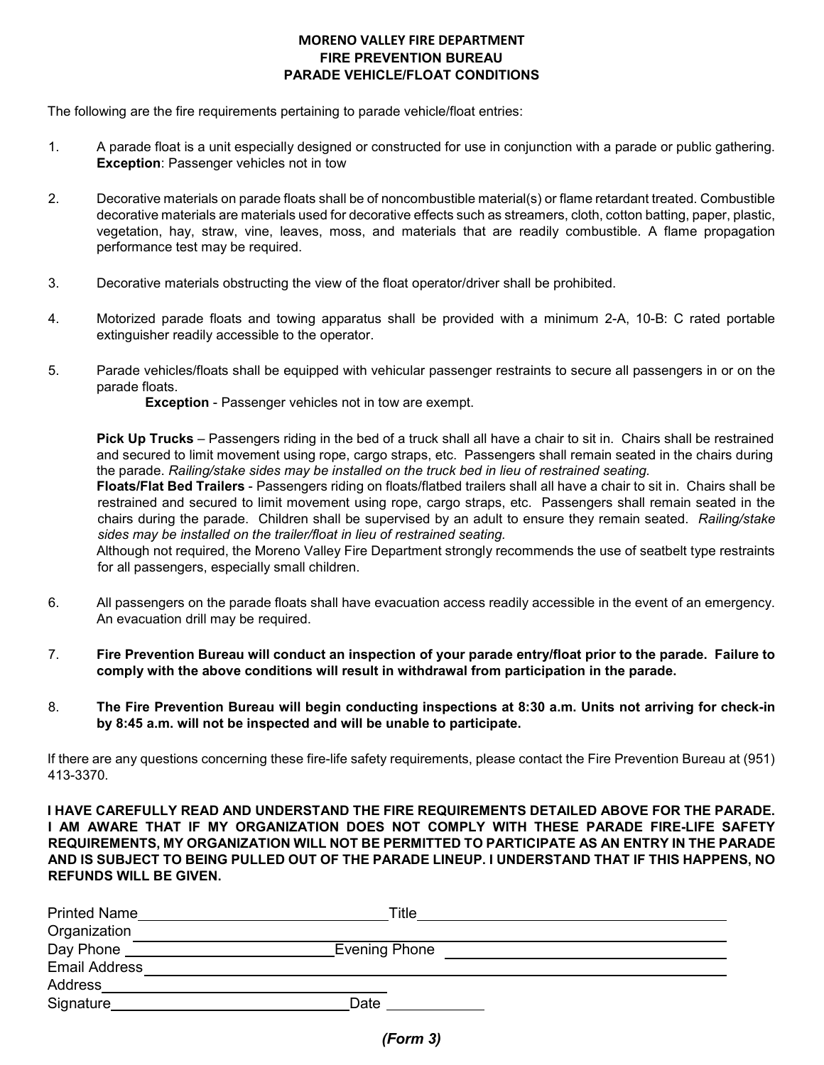**MORENO VALLEY FIRE DEPARTMENT**
**FIRE PREVENTION BUREAU**
**PARADE VEHICLE/FLOAT CONDITIONS**

The following are the fire requirements pertaining to parade vehicle/float entries:

1. A parade float is a unit especially designed or constructed for use in conjunction with a parade or public gathering. **Exception**: Passenger vehicles not in tow

2. Decorative materials on parade floats shall be of noncombustible material(s) or flame retardant treated. Combustible decorative materials are materials used for decorative effects such as streamers, cloth, cotton batting, paper, plastic, vegetation, hay, straw, vine, leaves, moss, and materials that are readily combustible. A flame propagation performance test may be required.

3. Decorative materials obstructing the view of the float operator/driver shall be prohibited.

4. Motorized parade floats and towing apparatus shall be provided with a minimum 2-A, 10-B: C rated portable extinguisher readily accessible to the operator.

5. Parade vehicles/floats shall be equipped with vehicular passenger restraints to secure all passengers in or on the parade floats.

   **Exception** - Passenger vehicles not in tow are exempt.

   **Pick Up Trucks** – Passengers riding in the bed of a truck shall all have a chair to sit in. Chairs shall be restrained and secured to limit movement using rope, cargo straps, etc. Passengers shall remain seated in the chairs during the parade. *Railing/stake sides may be installed on the truck bed in lieu of restrained seating.*

   **Floats/Flat Bed Trailers** - Passengers riding on floats/flatbed trailers shall all have a chair to sit in. Chairs shall be restrained and secured to limit movement using rope, cargo straps, etc. Passengers shall remain seated in the chairs during the parade. Children shall be supervised by an adult to ensure they remain seated. *Railing/stake sides may be installed on the trailer/float in lieu of restrained seating.*

   Although not required, the Moreno Valley Fire Department strongly recommends the use of seatbelt type restraints for all passengers, especially small children.

6. All passengers on the parade floats shall have evacuation access readily accessible in the event of an emergency. An evacuation drill may be required.

7. **Fire Prevention Bureau will conduct an inspection of your parade entry/float prior to the parade. Failure to comply with the above conditions will result in withdrawal from participation in the parade.**

8. **The Fire Prevention Bureau will begin conducting inspections at 8:30 a.m. Units not arriving for check-in by 8:45 a.m. will not be inspected and will be unable to participate.**

If there are any questions concerning these fire-life safety requirements, please contact the Fire Prevention Bureau at (951) 413-3370.

**I HAVE CAREFULLY READ AND UNDERSTAND THE FIRE REQUIREMENTS DETAILED ABOVE FOR THE PARADE. I AM AWARE THAT IF MY ORGANIZATION DOES NOT COMPLY WITH THESE PARADE FIRE-LIFE SAFETY REQUIREMENTS, MY ORGANIZATION WILL NOT BE PERMITTED TO PARTICIPATE AS AN ENTRY IN THE PARADE AND IS SUBJECT TO BEING PULLED OUT OF THE PARADE LINEUP. I UNDERSTAND THAT IF THIS HAPPENS, NO REFUNDS WILL BE GIVEN.**

Printed Name ______________________ Title ______________________

Organization ______________________________________________

Day Phone ______________________ Evening Phone ______________________

Email Address ______________________________________________

Address ______________________

Signature ______________________ Date ____________

***(Form 3)***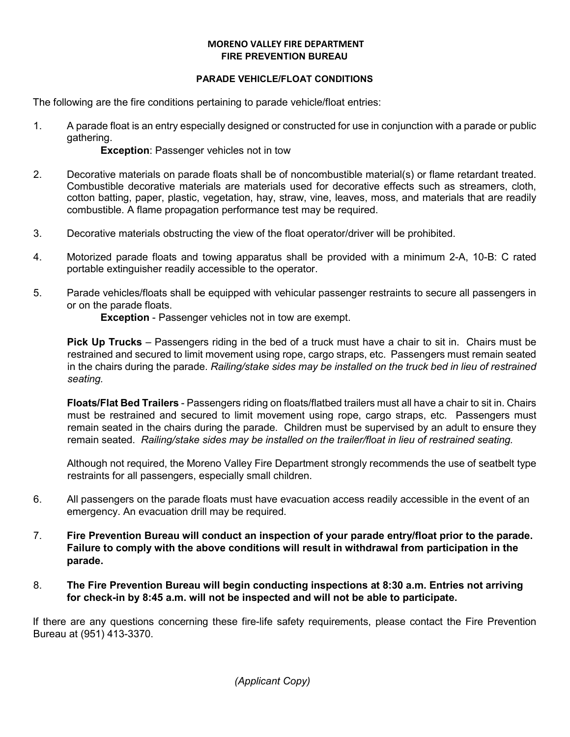**MORENO VALLEY FIRE DEPARTMENT**
**FIRE PREVENTION BUREAU**

**PARADE VEHICLE/FLOAT CONDITIONS**

The following are the fire conditions pertaining to parade vehicle/float entries:

1. A parade float is an entry especially designed or constructed for use in conjunction with a parade or public gathering.

   **Exception**: Passenger vehicles not in tow

2. Decorative materials on parade floats shall be of noncombustible material(s) or flame retardant treated. Combustible decorative materials are materials used for decorative effects such as streamers, cloth, cotton batting, paper, plastic, vegetation, hay, straw, vine, leaves, moss, and materials that are readily combustible. A flame propagation performance test may be required.

3. Decorative materials obstructing the view of the float operator/driver will be prohibited.

4. Motorized parade floats and towing apparatus shall be provided with a minimum 2-A, 10-B: C rated portable extinguisher readily accessible to the operator.

5. Parade vehicles/floats shall be equipped with vehicular passenger restraints to secure all passengers in or on the parade floats.

   **Exception** - Passenger vehicles not in tow are exempt.

   **Pick Up Trucks** – Passengers riding in the bed of a truck must have a chair to sit in. Chairs must be restrained and secured to limit movement using rope, cargo straps, etc. Passengers must remain seated in the chairs during the parade. *Railing/stake sides may be installed on the truck bed in lieu of restrained seating.*

   **Floats/Flat Bed Trailers** - Passengers riding on floats/flatbed trailers must all have a chair to sit in. Chairs must be restrained and secured to limit movement using rope, cargo straps, etc. Passengers must remain seated in the chairs during the parade. Children must be supervised by an adult to ensure they remain seated. *Railing/stake sides may be installed on the trailer/float in lieu of restrained seating.*

   Although not required, the Moreno Valley Fire Department strongly recommends the use of seatbelt type restraints for all passengers, especially small children.

6. All passengers on the parade floats must have evacuation access readily accessible in the event of an emergency. An evacuation drill may be required.

7. **Fire Prevention Bureau will conduct an inspection of your parade entry/float prior to the parade. Failure to comply with the above conditions will result in withdrawal from participation in the parade.**

8. **The Fire Prevention Bureau will begin conducting inspections at 8:30 a.m. Entries not arriving for check-in by 8:45 a.m. will not be inspected and will not be able to participate.**

If there are any questions concerning these fire-life safety requirements, please contact the Fire Prevention Bureau at (951) 413-3370.

*(Applicant Copy)*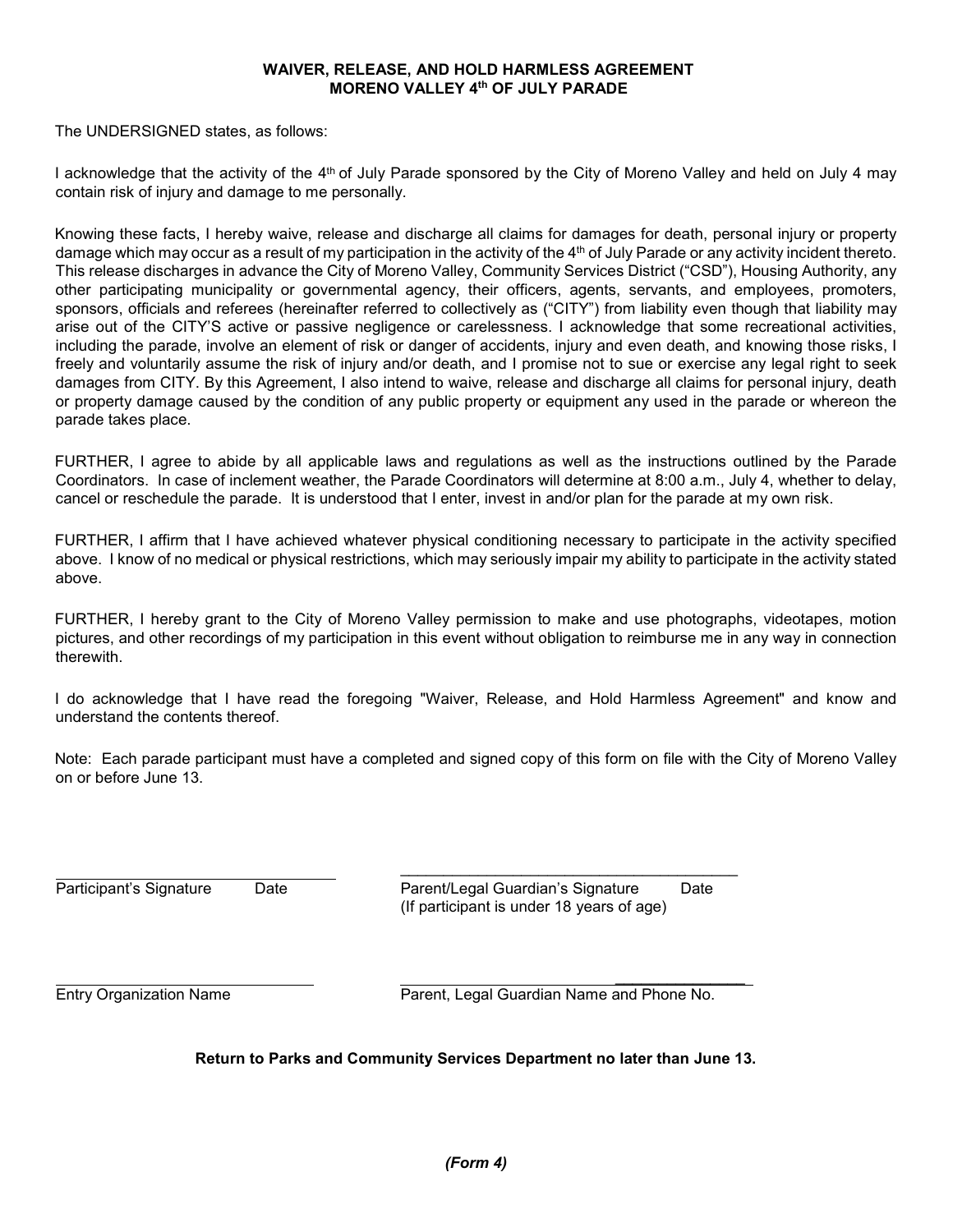# WAIVER, RELEASE, AND HOLD HARMLESS AGREEMENT
# MORENO VALLEY 4th OF JULY PARADE

The UNDERSIGNED states, as follows:

I acknowledge that the activity of the 4th of July Parade sponsored by the City of Moreno Valley and held on July 4 may contain risk of injury and damage to me personally.

Knowing these facts, I hereby waive, release and discharge all claims for damages for death, personal injury or property damage which may occur as a result of my participation in the activity of the 4th of July Parade or any activity incident thereto. This release discharges in advance the City of Moreno Valley, Community Services District ("CSD"), Housing Authority, any other participating municipality or governmental agency, their officers, agents, servants, and employees, promoters, sponsors, officials and referees (hereinafter referred to collectively as ("CITY") from liability even though that liability may arise out of the CITY'S active or passive negligence or carelessness. I acknowledge that some recreational activities, including the parade, involve an element of risk or danger of accidents, injury and even death, and knowing those risks, I freely and voluntarily assume the risk of injury and/or death, and I promise not to sue or exercise any legal right to seek damages from CITY. By this Agreement, I also intend to waive, release and discharge all claims for personal injury, death or property damage caused by the condition of any public property or equipment any used in the parade or whereon the parade takes place.

FURTHER, I agree to abide by all applicable laws and regulations as well as the instructions outlined by the Parade Coordinators. In case of inclement weather, the Parade Coordinators will determine at 8:00 a.m., July 4, whether to delay, cancel or reschedule the parade. It is understood that I enter, invest in and/or plan for the parade at my own risk.

FURTHER, I affirm that I have achieved whatever physical conditioning necessary to participate in the activity specified above. I know of no medical or physical restrictions, which may seriously impair my ability to participate in the activity stated above.

FURTHER, I hereby grant to the City of Moreno Valley permission to make and use photographs, videotapes, motion pictures, and other recordings of my participation in this event without obligation to reimburse me in any way in connection therewith.

I do acknowledge that I have read the foregoing "Waiver, Release, and Hold Harmless Agreement" and know and understand the contents thereof.

Note: Each parade participant must have a completed and signed copy of this form on file with the City of Moreno Valley on or before June 13.

\_\_\_\_\_\_\_\_\_\_\_\_\_\_\_\_\_\_\_\_\_\_\_\_\_\_\_\_\_\_\_\_
Participant's Signature Date

\_\_\_\_\_\_\_\_\_\_\_\_\_\_\_\_\_\_\_\_\_\_\_\_\_\_\_\_\_\_\_\_
Parent/Legal Guardian's Signature Date
(If participant is under 18 years of age)

\_\_\_\_\_\_\_\_\_\_\_\_\_\_\_\_\_\_\_\_\_\_\_\_\_\_\_\_\_\_\_\_
Entry Organization Name

\_\_\_\_\_\_\_\_\_\_\_\_\_\_\_\_\_\_\_\_\_\_\_\_\_\_\_\_\_\_\_\_
Parent, Legal Guardian Name and Phone No.

**Return to Parks and Community Services Department no later than June 13.**

***(Form 4)***